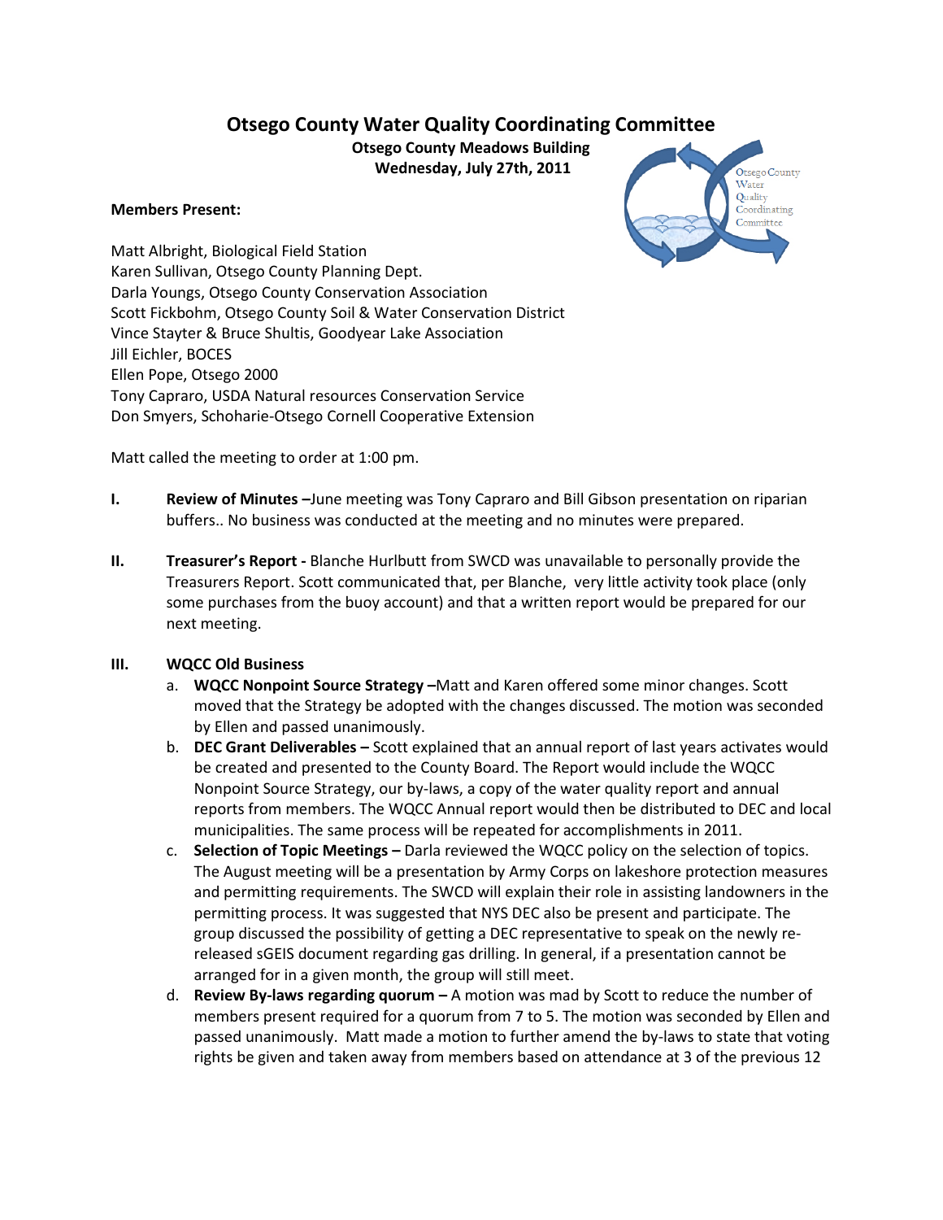# Otsego County Water Quality Coordinating Committee

**Otsego County Meadows Building**
**Wednesday, July 27th, 2011**

**Members Present:**

Matt Albright, Biological Field Station
Karen Sullivan, Otsego County Planning Dept.
Darla Youngs, Otsego County Conservation Association
Scott Fickbohm, Otsego County Soil & Water Conservation District
Vince Stayter & Bruce Shultis, Goodyear Lake Association
Jill Eichler, BOCES
Ellen Pope, Otsego 2000
Tony Capraro, USDA Natural resources Conservation Service
Don Smyers, Schoharie-Otsego Cornell Cooperative Extension

Matt called the meeting to order at 1:00 pm.

**I. Review of Minutes –**June meeting was Tony Capraro and Bill Gibson presentation on riparian buffers.. No business was conducted at the meeting and no minutes were prepared.

**II. Treasurer's Report -** Blanche Hurlbutt from SWCD was unavailable to personally provide the Treasurers Report. Scott communicated that, per Blanche, very little activity took place (only some purchases from the buoy account) and that a written report would be prepared for our next meeting.

**III. WQCC Old Business**

a. **WQCC Nonpoint Source Strategy –**Matt and Karen offered some minor changes. Scott moved that the Strategy be adopted with the changes discussed. The motion was seconded by Ellen and passed unanimously.

b. **DEC Grant Deliverables –** Scott explained that an annual report of last years activates would be created and presented to the County Board. The Report would include the WQCC Nonpoint Source Strategy, our by-laws, a copy of the water quality report and annual reports from members. The WQCC Annual report would then be distributed to DEC and local municipalities. The same process will be repeated for accomplishments in 2011.

c. **Selection of Topic Meetings –** Darla reviewed the WQCC policy on the selection of topics. The August meeting will be a presentation by Army Corps on lakeshore protection measures and permitting requirements. The SWCD will explain their role in assisting landowners in the permitting process. It was suggested that NYS DEC also be present and participate. The group discussed the possibility of getting a DEC representative to speak on the newly re-released sGEIS document regarding gas drilling. In general, if a presentation cannot be arranged for in a given month, the group will still meet.

d. **Review By-laws regarding quorum –** A motion was mad by Scott to reduce the number of members present required for a quorum from 7 to 5. The motion was seconded by Ellen and passed unanimously. Matt made a motion to further amend the by-laws to state that voting rights be given and taken away from members based on attendance at 3 of the previous 12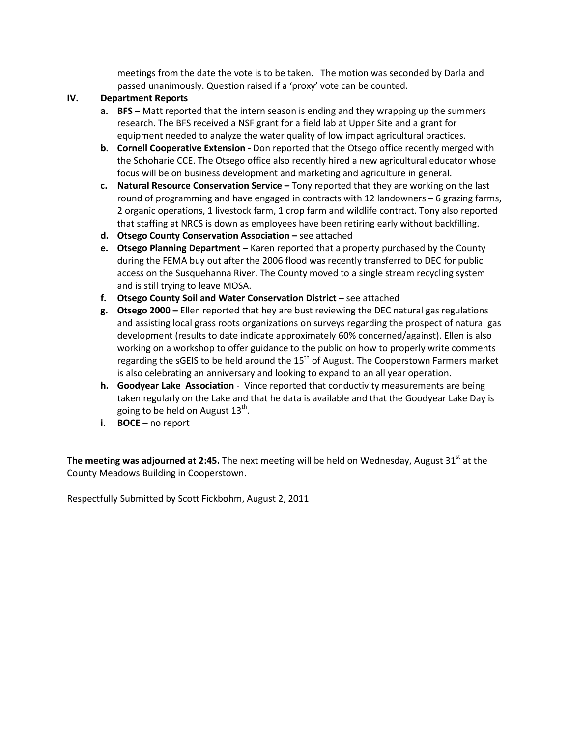meetings from the date the vote is to be taken. The motion was seconded by Darla and passed unanimously. Question raised if a 'proxy' vote can be counted.

**IV. Department Reports**

a. **BFS –** Matt reported that the intern season is ending and they wrapping up the summers research. The BFS received a NSF grant for a field lab at Upper Site and a grant for equipment needed to analyze the water quality of low impact agricultural practices.

b. **Cornell Cooperative Extension -** Don reported that the Otsego office recently merged with the Schoharie CCE. The Otsego office also recently hired a new agricultural educator whose focus will be on business development and marketing and agriculture in general.

c. **Natural Resource Conservation Service –** Tony reported that they are working on the last round of programming and have engaged in contracts with 12 landowners – 6 grazing farms, 2 organic operations, 1 livestock farm, 1 crop farm and wildlife contract. Tony also reported that staffing at NRCS is down as employees have been retiring early without backfilling.

d. **Otsego County Conservation Association –** see attached

e. **Otsego Planning Department –** Karen reported that a property purchased by the County during the FEMA buy out after the 2006 flood was recently transferred to DEC for public access on the Susquehanna River. The County moved to a single stream recycling system and is still trying to leave MOSA.

f. **Otsego County Soil and Water Conservation District –** see attached

g. **Otsego 2000 –** Ellen reported that hey are bust reviewing the DEC natural gas regulations and assisting local grass roots organizations on surveys regarding the prospect of natural gas development (results to date indicate approximately 60% concerned/against). Ellen is also working on a workshop to offer guidance to the public on how to properly write comments regarding the sGEIS to be held around the 15th of August. The Cooperstown Farmers market is also celebrating an anniversary and looking to expand to an all year operation.

h. **Goodyear Lake Association** - Vince reported that conductivity measurements are being taken regularly on the Lake and that he data is available and that the Goodyear Lake Day is going to be held on August 13th.

i. **BOCE** – no report

**The meeting was adjourned at 2:45.** The next meeting will be held on Wednesday, August 31st at the County Meadows Building in Cooperstown.

Respectfully Submitted by Scott Fickbohm, August 2, 2011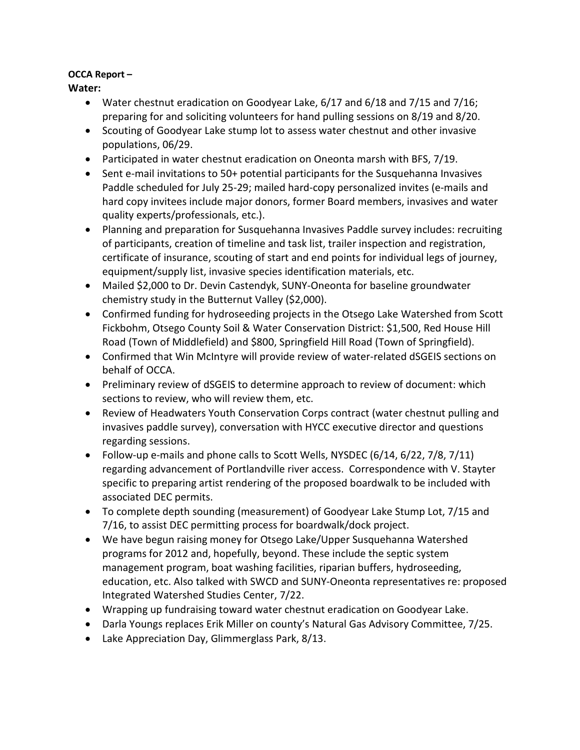**OCCA Report –**

**Water:**

- Water chestnut eradication on Goodyear Lake, 6/17 and 6/18 and 7/15 and 7/16; preparing for and soliciting volunteers for hand pulling sessions on 8/19 and 8/20.
- Scouting of Goodyear Lake stump lot to assess water chestnut and other invasive populations, 06/29.
- Participated in water chestnut eradication on Oneonta marsh with BFS, 7/19.
- Sent e-mail invitations to 50+ potential participants for the Susquehanna Invasives Paddle scheduled for July 25-29; mailed hard-copy personalized invites (e-mails and hard copy invitees include major donors, former Board members, invasives and water quality experts/professionals, etc.).
- Planning and preparation for Susquehanna Invasives Paddle survey includes: recruiting of participants, creation of timeline and task list, trailer inspection and registration, certificate of insurance, scouting of start and end points for individual legs of journey, equipment/supply list, invasive species identification materials, etc.
- Mailed $2,000 to Dr. Devin Castendyk, SUNY-Oneonta for baseline groundwater chemistry study in the Butternut Valley ($2,000).
- Confirmed funding for hydroseeding projects in the Otsego Lake Watershed from Scott Fickbohm, Otsego County Soil & Water Conservation District: $1,500, Red House Hill Road (Town of Middlefield) and $800, Springfield Hill Road (Town of Springfield).
- Confirmed that Win McIntyre will provide review of water-related dSGEIS sections on behalf of OCCA.
- Preliminary review of dSGEIS to determine approach to review of document: which sections to review, who will review them, etc.
- Review of Headwaters Youth Conservation Corps contract (water chestnut pulling and invasives paddle survey), conversation with HYCC executive director and questions regarding sessions.
- Follow-up e-mails and phone calls to Scott Wells, NYSDEC (6/14, 6/22, 7/8, 7/11) regarding advancement of Portlandville river access. Correspondence with V. Stayter specific to preparing artist rendering of the proposed boardwalk to be included with associated DEC permits.
- To complete depth sounding (measurement) of Goodyear Lake Stump Lot, 7/15 and 7/16, to assist DEC permitting process for boardwalk/dock project.
- We have begun raising money for Otsego Lake/Upper Susquehanna Watershed programs for 2012 and, hopefully, beyond. These include the septic system management program, boat washing facilities, riparian buffers, hydroseeding, education, etc. Also talked with SWCD and SUNY-Oneonta representatives re: proposed Integrated Watershed Studies Center, 7/22.
- Wrapping up fundraising toward water chestnut eradication on Goodyear Lake.
- Darla Youngs replaces Erik Miller on county's Natural Gas Advisory Committee, 7/25.
- Lake Appreciation Day, Glimmerglass Park, 8/13.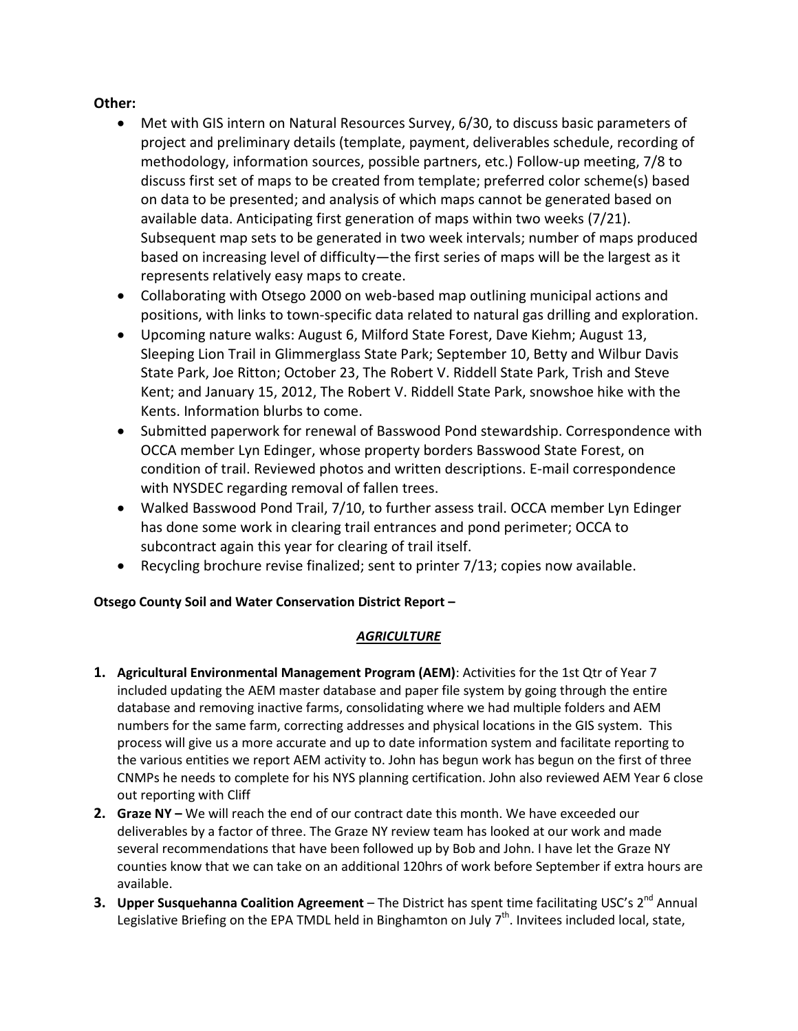**Other:**

- Met with GIS intern on Natural Resources Survey, 6/30, to discuss basic parameters of project and preliminary details (template, payment, deliverables schedule, recording of methodology, information sources, possible partners, etc.) Follow-up meeting, 7/8 to discuss first set of maps to be created from template; preferred color scheme(s) based on data to be presented; and analysis of which maps cannot be generated based on available data. Anticipating first generation of maps within two weeks (7/21). Subsequent map sets to be generated in two week intervals; number of maps produced based on increasing level of difficulty—the first series of maps will be the largest as it represents relatively easy maps to create.
- Collaborating with Otsego 2000 on web-based map outlining municipal actions and positions, with links to town-specific data related to natural gas drilling and exploration.
- Upcoming nature walks: August 6, Milford State Forest, Dave Kiehm; August 13, Sleeping Lion Trail in Glimmerglass State Park; September 10, Betty and Wilbur Davis State Park, Joe Ritton; October 23, The Robert V. Riddell State Park, Trish and Steve Kent; and January 15, 2012, The Robert V. Riddell State Park, snowshoe hike with the Kents. Information blurbs to come.
- Submitted paperwork for renewal of Basswood Pond stewardship. Correspondence with OCCA member Lyn Edinger, whose property borders Basswood State Forest, on condition of trail. Reviewed photos and written descriptions. E-mail correspondence with NYSDEC regarding removal of fallen trees.
- Walked Basswood Pond Trail, 7/10, to further assess trail. OCCA member Lyn Edinger has done some work in clearing trail entrances and pond perimeter; OCCA to subcontract again this year for clearing of trail itself.
- Recycling brochure revise finalized; sent to printer 7/13; copies now available.

**Otsego County Soil and Water Conservation District Report –**

***AGRICULTURE***

1. **Agricultural Environmental Management Program (AEM)**: Activities for the 1st Qtr of Year 7 included updating the AEM master database and paper file system by going through the entire database and removing inactive farms, consolidating where we had multiple folders and AEM numbers for the same farm, correcting addresses and physical locations in the GIS system. This process will give us a more accurate and up to date information system and facilitate reporting to the various entities we report AEM activity to. John has begun work has begun on the first of three CNMPs he needs to complete for his NYS planning certification. John also reviewed AEM Year 6 close out reporting with Cliff
2. **Graze NY –** We will reach the end of our contract date this month. We have exceeded our deliverables by a factor of three. The Graze NY review team has looked at our work and made several recommendations that have been followed up by Bob and John. I have let the Graze NY counties know that we can take on an additional 120hrs of work before September if extra hours are available.
3. **Upper Susquehanna Coalition Agreement** – The District has spent time facilitating USC's 2nd Annual Legislative Briefing on the EPA TMDL held in Binghamton on July 7th. Invitees included local, state,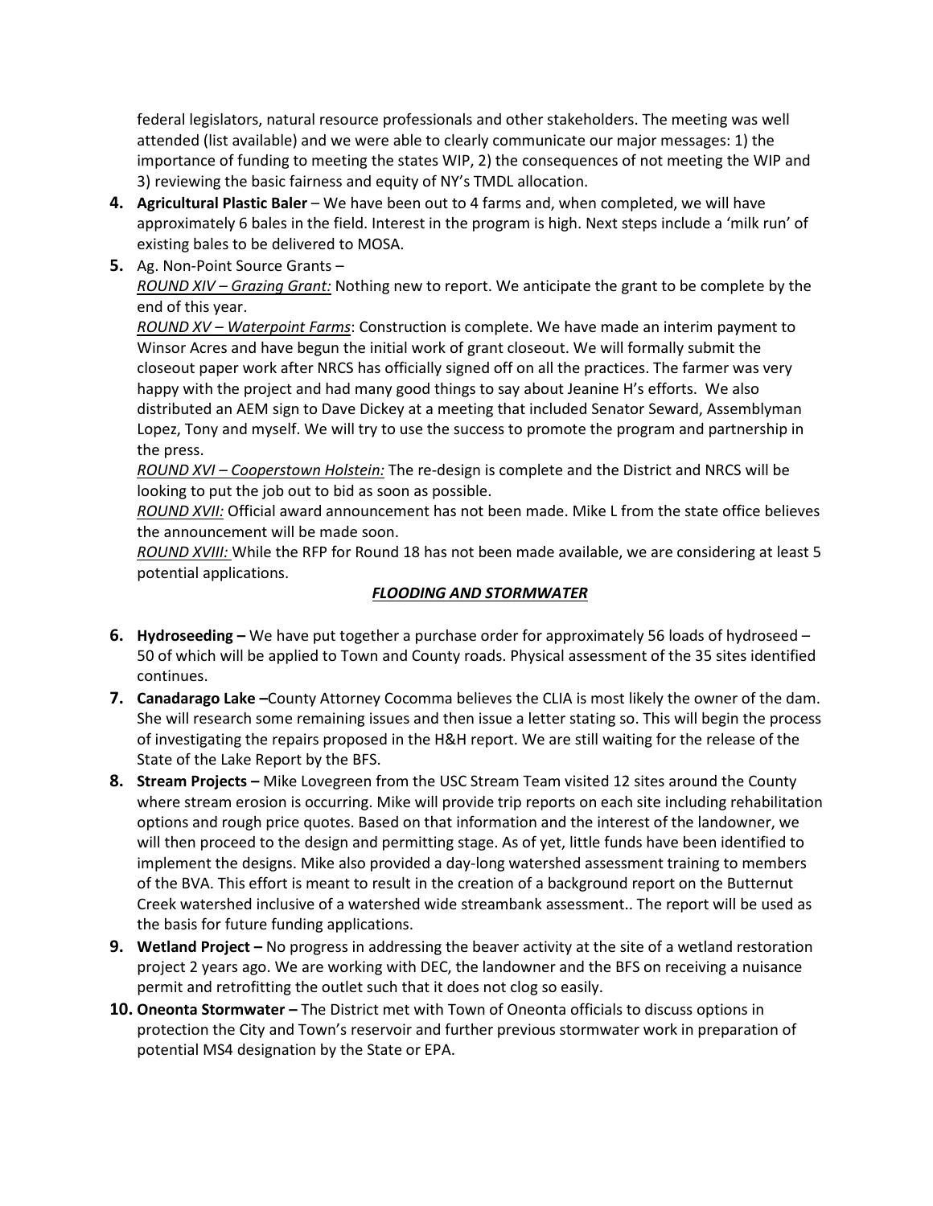federal legislators, natural resource professionals and other stakeholders. The meeting was well attended (list available) and we were able to clearly communicate our major messages: 1) the importance of funding to meeting the states WIP, 2) the consequences of not meeting the WIP and 3) reviewing the basic fairness and equity of NY's TMDL allocation.

4. **Agricultural Plastic Baler** – We have been out to 4 farms and, when completed, we will have approximately 6 bales in the field. Interest in the program is high. Next steps include a 'milk run' of existing bales to be delivered to MOSA.
5. Ag. Non-Point Source Grants –
   *ROUND XIV – Grazing Grant:* Nothing new to report. We anticipate the grant to be complete by the end of this year.
   *ROUND XV – Waterpoint Farms*: Construction is complete. We have made an interim payment to Winsor Acres and have begun the initial work of grant closeout. We will formally submit the closeout paper work after NRCS has officially signed off on all the practices. The farmer was very happy with the project and had many good things to say about Jeanine H's efforts. We also distributed an AEM sign to Dave Dickey at a meeting that included Senator Seward, Assemblyman Lopez, Tony and myself. We will try to use the success to promote the program and partnership in the press.
   *ROUND XVI – Cooperstown Holstein:* The re-design is complete and the District and NRCS will be looking to put the job out to bid as soon as possible.
   *ROUND XVII:* Official award announcement has not been made. Mike L from the state office believes the announcement will be made soon.
   *ROUND XVIII:* While the RFP for Round 18 has not been made available, we are considering at least 5 potential applications.

### *FLOODING AND STORMWATER*

6. **Hydroseeding –** We have put together a purchase order for approximately 56 loads of hydroseed – 50 of which will be applied to Town and County roads. Physical assessment of the 35 sites identified continues.
7. **Canadarago Lake –**County Attorney Cocomma believes the CLIA is most likely the owner of the dam. She will research some remaining issues and then issue a letter stating so. This will begin the process of investigating the repairs proposed in the H&H report. We are still waiting for the release of the State of the Lake Report by the BFS.
8. **Stream Projects –** Mike Lovegreen from the USC Stream Team visited 12 sites around the County where stream erosion is occurring. Mike will provide trip reports on each site including rehabilitation options and rough price quotes. Based on that information and the interest of the landowner, we will then proceed to the design and permitting stage. As of yet, little funds have been identified to implement the designs. Mike also provided a day-long watershed assessment training to members of the BVA. This effort is meant to result in the creation of a background report on the Butternut Creek watershed inclusive of a watershed wide streambank assessment.. The report will be used as the basis for future funding applications.
9. **Wetland Project –** No progress in addressing the beaver activity at the site of a wetland restoration project 2 years ago. We are working with DEC, the landowner and the BFS on receiving a nuisance permit and retrofitting the outlet such that it does not clog so easily.
10. **Oneonta Stormwater –** The District met with Town of Oneonta officials to discuss options in protection the City and Town's reservoir and further previous stormwater work in preparation of potential MS4 designation by the State or EPA.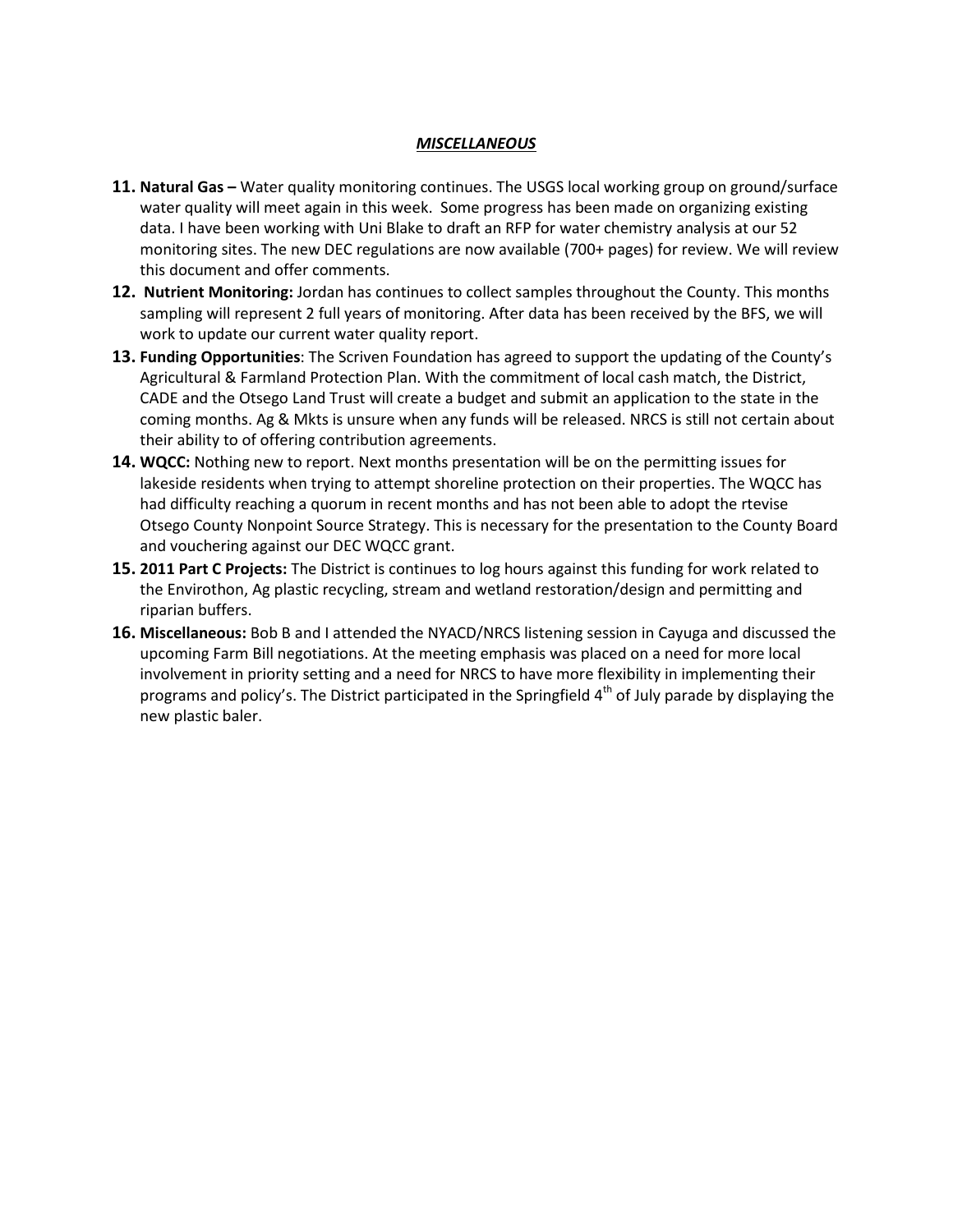## ***MISCELLANEOUS***

11. **Natural Gas –** Water quality monitoring continues. The USGS local working group on ground/surface water quality will meet again in this week. Some progress has been made on organizing existing data. I have been working with Uni Blake to draft an RFP for water chemistry analysis at our 52 monitoring sites. The new DEC regulations are now available (700+ pages) for review. We will review this document and offer comments.
12. **Nutrient Monitoring:** Jordan has continues to collect samples throughout the County. This months sampling will represent 2 full years of monitoring. After data has been received by the BFS, we will work to update our current water quality report.
13. **Funding Opportunities**: The Scriven Foundation has agreed to support the updating of the County's Agricultural & Farmland Protection Plan. With the commitment of local cash match, the District, CADE and the Otsego Land Trust will create a budget and submit an application to the state in the coming months. Ag & Mkts is unsure when any funds will be released. NRCS is still not certain about their ability to of offering contribution agreements.
14. **WQCC:** Nothing new to report. Next months presentation will be on the permitting issues for lakeside residents when trying to attempt shoreline protection on their properties. The WQCC has had difficulty reaching a quorum in recent months and has not been able to adopt the rtevise Otsego County Nonpoint Source Strategy. This is necessary for the presentation to the County Board and vouchering against our DEC WQCC grant.
15. **2011 Part C Projects:** The District is continues to log hours against this funding for work related to the Envirothon, Ag plastic recycling, stream and wetland restoration/design and permitting and riparian buffers.
16. **Miscellaneous:** Bob B and I attended the NYACD/NRCS listening session in Cayuga and discussed the upcoming Farm Bill negotiations. At the meeting emphasis was placed on a need for more local involvement in priority setting and a need for NRCS to have more flexibility in implementing their programs and policy's. The District participated in the Springfield 4th of July parade by displaying the new plastic baler.